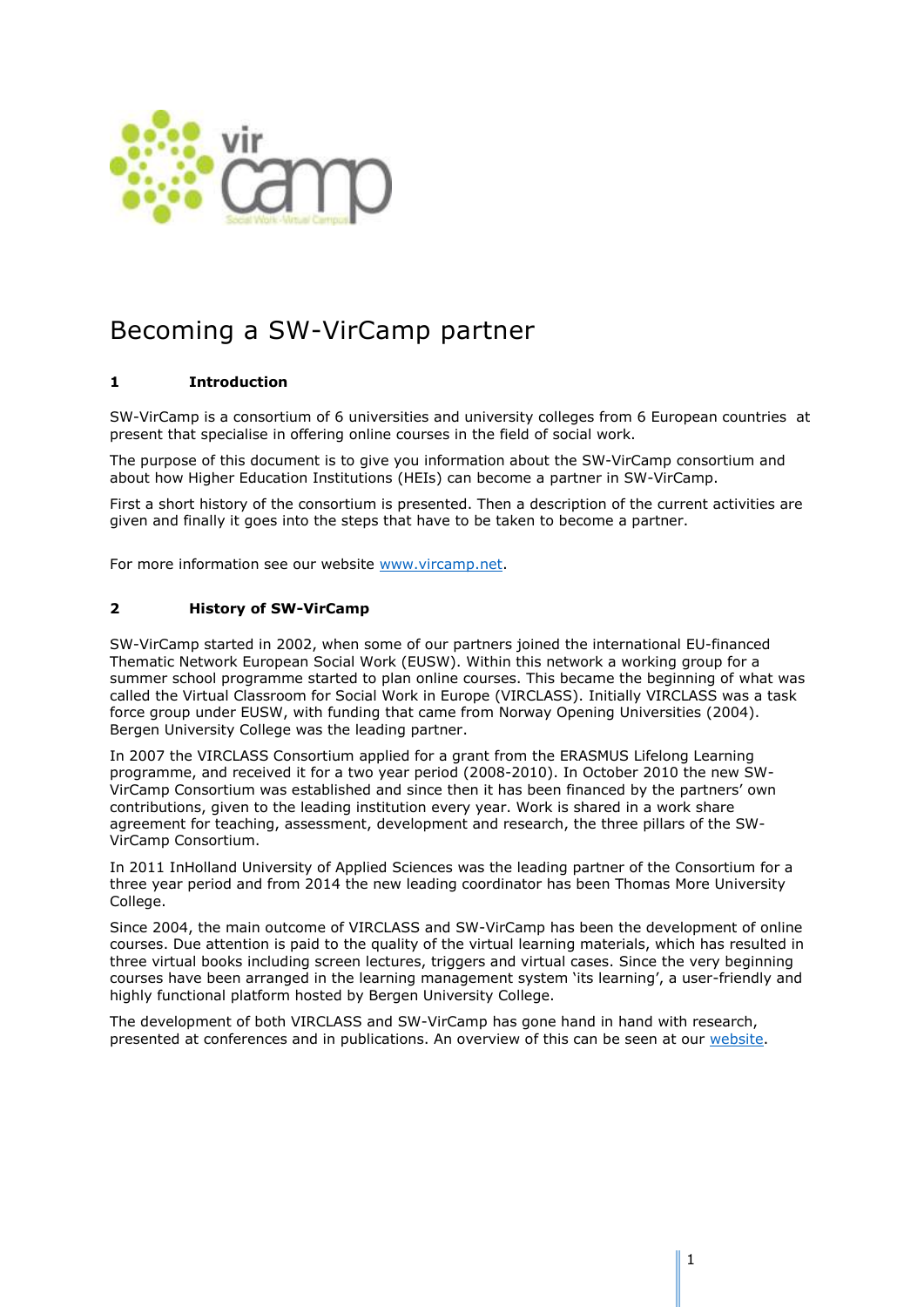# Becoming a SW-VirCamp partner

## 1 Introduction

SW-VirCamp is a consortium of 6 universities and university colleges from 6 European countries at present that specialise in offering online courses in the field of social work.

The purpose of this document is to give you information about the SW-VirCamp consortium and about how Higher Education Institutions (HEIs) can become a partner in SW-VirCamp.

First a short history of the consortium is presented. Then a description of the current activities are given and finally it goes into the steps that have to be taken to become a partner.

For more information see our website [www.vircamp.net](www.vircamp.net).

## 2 History of SW-VirCamp

SW-VirCamp started in 2002, when some of our partners joined the international EU-financed Thematic Network European Social Work (EUSW). Within this network a working group for a summer school programme started to plan online courses. This became the beginning of what was called the Virtual Classroom for Social Work in Europe (VIRCLASS). Initially VIRCLASS was a task force group under EUSW, with funding that came from Norway Opening Universities (2004). Bergen University College was the leading partner.

In 2007 the VIRCLASS Consortium applied for a grant from the ERASMUS Lifelong Learning programme, and received it for a two year period (2008-2010). In October 2010 the new SW-VirCamp Consortium was established and since then it has been financed by the partners' own contributions, given to the leading institution every year. Work is shared in a work share agreement for teaching, assessment, development and research, the three pillars of the SW-VirCamp Consortium.

In 2011 InHolland University of Applied Sciences was the leading partner of the Consortium for a three year period and from 2014 the new leading coordinator has been Thomas More University College.

Since 2004, the main outcome of VIRCLASS and SW-VirCamp has been the development of online courses. Due attention is paid to the quality of the virtual learning materials, which has resulted in three virtual books including screen lectures, triggers and virtual cases. Since the very beginning courses have been arranged in the learning management system 'its learning', a user-friendly and highly functional platform hosted by Bergen University College.

The development of both VIRCLASS and SW-VirCamp has gone hand in hand with research, presented at conferences and in publications. An overview of this can be seen at our website.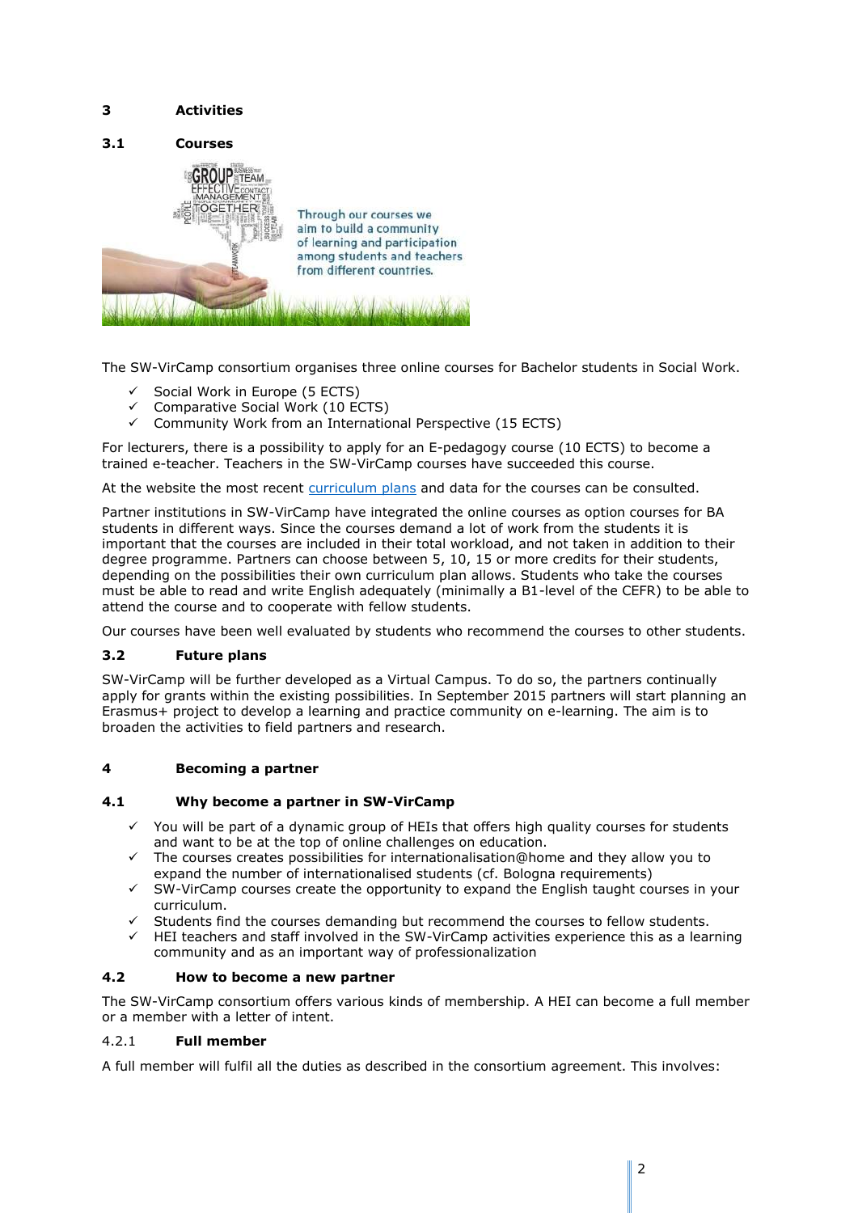## 3 Activities

### 3.1 Courses

Through our courses we aim to build a community of learning and participation among students and teachers from different countries.

The SW-VirCamp consortium organises three online courses for Bachelor students in Social Work.

- ✓ Social Work in Europe (5 ECTS)
- ✓ Comparative Social Work (10 ECTS)
- ✓ Community Work from an International Perspective (15 ECTS)

For lecturers, there is a possibility to apply for an E-pedagogy course (10 ECTS) to become a trained e-teacher. Teachers in the SW-VirCamp courses have succeeded this course.

At the website the most recent curriculum plans and data for the courses can be consulted.

Partner institutions in SW-VirCamp have integrated the online courses as option courses for BA students in different ways. Since the courses demand a lot of work from the students it is important that the courses are included in their total workload, and not taken in addition to their degree programme. Partners can choose between 5, 10, 15 or more credits for their students, depending on the possibilities their own curriculum plan allows. Students who take the courses must be able to read and write English adequately (minimally a B1-level of the CEFR) to be able to attend the course and to cooperate with fellow students.

Our courses have been well evaluated by students who recommend the courses to other students.

### 3.2 Future plans

SW-VirCamp will be further developed as a Virtual Campus. To do so, the partners continually apply for grants within the existing possibilities. In September 2015 partners will start planning an Erasmus+ project to develop a learning and practice community on e-learning. The aim is to broaden the activities to field partners and research.

## 4 Becoming a partner

### 4.1 Why become a partner in SW-VirCamp

- ✓ You will be part of a dynamic group of HEIs that offers high quality courses for students and want to be at the top of online challenges on education.
- ✓ The courses creates possibilities for internationalisation@home and they allow you to expand the number of internationalised students (cf. Bologna requirements)
- ✓ SW-VirCamp courses create the opportunity to expand the English taught courses in your curriculum.
- ✓ Students find the courses demanding but recommend the courses to fellow students.
- ✓ HEI teachers and staff involved in the SW-VirCamp activities experience this as a learning community and as an important way of professionalization

### 4.2 How to become a new partner

The SW-VirCamp consortium offers various kinds of membership. A HEI can become a full member or a member with a letter of intent.

#### 4.2.1 Full member

A full member will fulfil all the duties as described in the consortium agreement. This involves: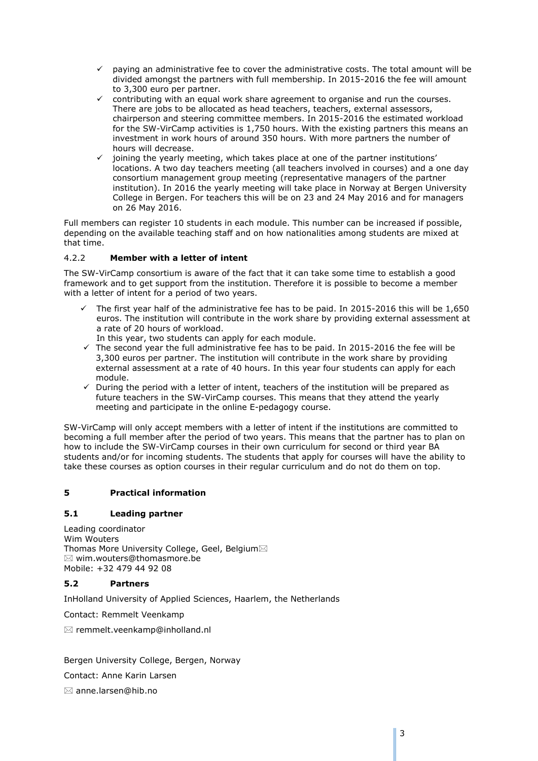- ✓ paying an administrative fee to cover the administrative costs. The total amount will be divided amongst the partners with full membership. In 2015-2016 the fee will amount to 3,300 euro per partner.
- ✓ contributing with an equal work share agreement to organise and run the courses. There are jobs to be allocated as head teachers, teachers, external assessors, chairperson and steering committee members. In 2015-2016 the estimated workload for the SW-VirCamp activities is 1,750 hours. With the existing partners this means an investment in work hours of around 350 hours. With more partners the number of hours will decrease.
- ✓ joining the yearly meeting, which takes place at one of the partner institutions' locations. A two day teachers meeting (all teachers involved in courses) and a one day consortium management group meeting (representative managers of the partner institution). In 2016 the yearly meeting will take place in Norway at Bergen University College in Bergen. For teachers this will be on 23 and 24 May 2016 and for managers on 26 May 2016.

Full members can register 10 students in each module. This number can be increased if possible, depending on the available teaching staff and on how nationalities among students are mixed at that time.

#### 4.2.2 **Member with a letter of intent**

The SW-VirCamp consortium is aware of the fact that it can take some time to establish a good framework and to get support from the institution. Therefore it is possible to become a member with a letter of intent for a period of two years.

- ✓ The first year half of the administrative fee has to be paid. In 2015-2016 this will be 1,650 euros. The institution will contribute in the work share by providing external assessment at a rate of 20 hours of workload.
  In this year, two students can apply for each module.
- ✓ The second year the full administrative fee has to be paid. In 2015-2016 the fee will be 3,300 euros per partner. The institution will contribute in the work share by providing external assessment at a rate of 40 hours. In this year four students can apply for each module.
- ✓ During the period with a letter of intent, teachers of the institution will be prepared as future teachers in the SW-VirCamp courses. This means that they attend the yearly meeting and participate in the online E-pedagogy course.

SW-VirCamp will only accept members with a letter of intent if the institutions are committed to becoming a full member after the period of two years. This means that the partner has to plan on how to include the SW-VirCamp courses in their own curriculum for second or third year BA students and/or for incoming students. The students that apply for courses will have the ability to take these courses as option courses in their regular curriculum and do not do them on top.

## 5 Practical information

### 5.1 Leading partner

Leading coordinator
Wim Wouters
Thomas More University College, Geel, Belgium✉
✉ wim.wouters@thomasmore.be
Mobile: +32 479 44 92 08

### 5.2 Partners

InHolland University of Applied Sciences, Haarlem, the Netherlands

Contact: Remmelt Veenkamp

✉ remmelt.veenkamp@inholland.nl

Bergen University College, Bergen, Norway

Contact: Anne Karin Larsen

✉ anne.larsen@hib.no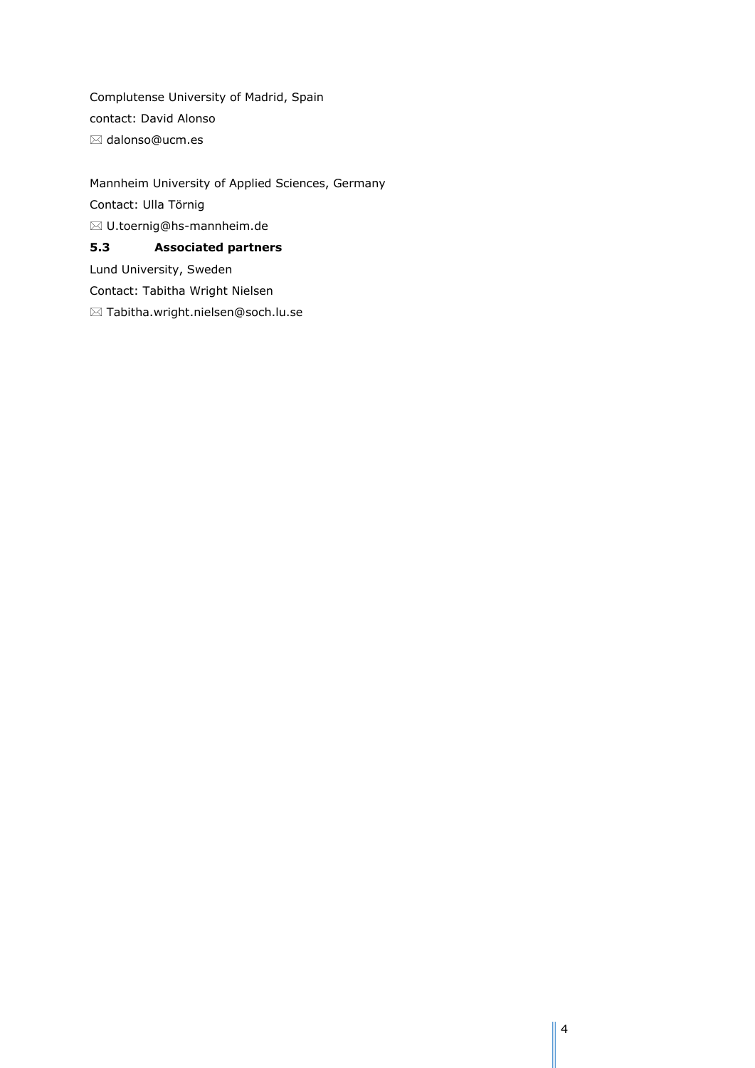Complutense University of Madrid, Spain

contact: David Alonso

✉ dalonso@ucm.es

Mannheim University of Applied Sciences, Germany

Contact: Ulla Törnig

✉ U.toernig@hs-mannheim.de

### 5.3 Associated partners

Lund University, Sweden

Contact: Tabitha Wright Nielsen

✉ Tabitha.wright.nielsen@soch.lu.se